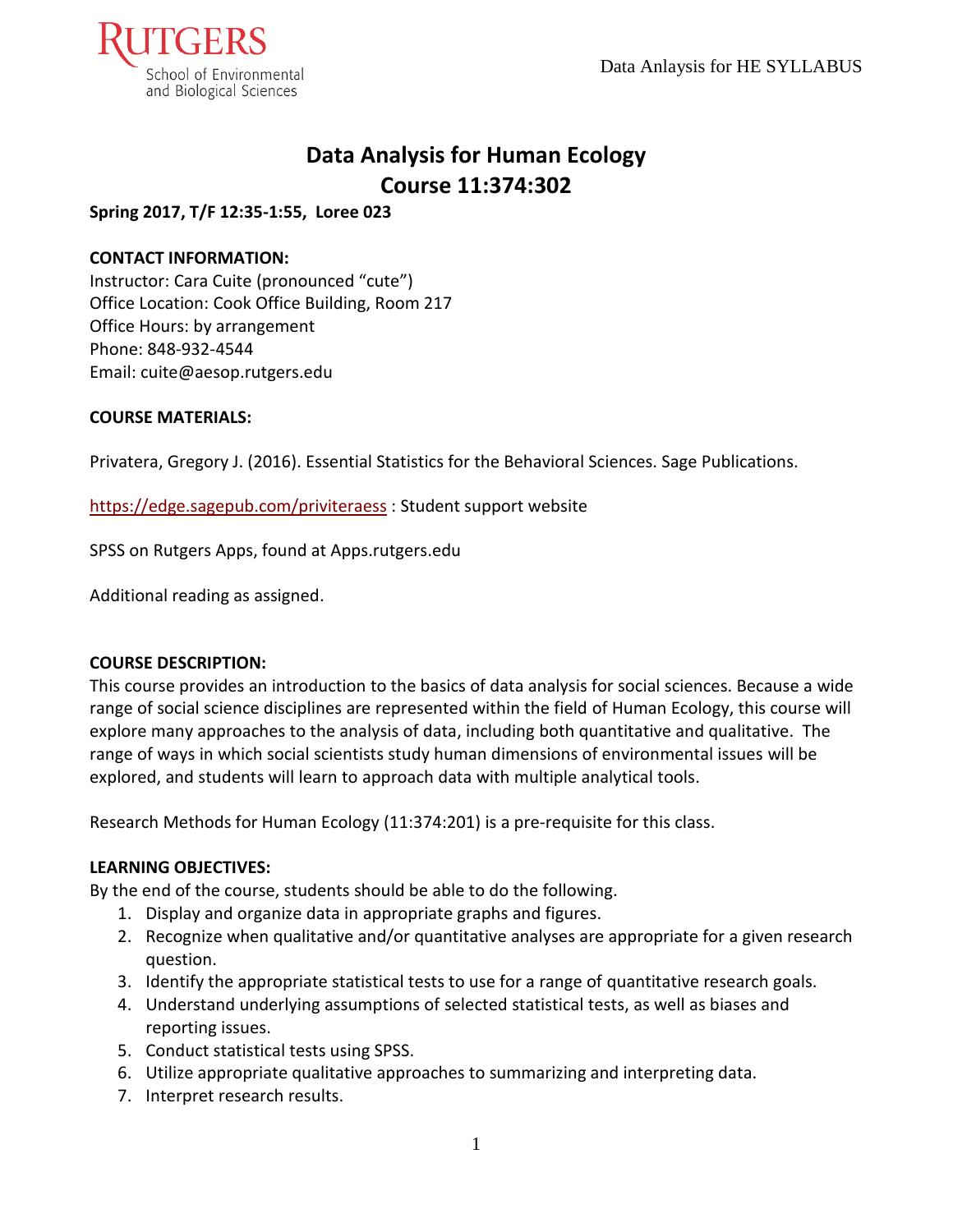# Data Analysis for Human Ecology
# Course 11:374:302

**Spring 2017, T/F 12:35-1:55, Loree 023**

**CONTACT INFORMATION:**
Instructor: Cara Cuite (pronounced "cute")
Office Location: Cook Office Building, Room 217
Office Hours: by arrangement
Phone: 848-932-4544
Email: cuite@aesop.rutgers.edu

**COURSE MATERIALS:**

Privatera, Gregory J. (2016). Essential Statistics for the Behavioral Sciences. Sage Publications.

https://edge.sagepub.com/priviteraess : Student support website

SPSS on Rutgers Apps, found at Apps.rutgers.edu

Additional reading as assigned.

**COURSE DESCRIPTION:**
This course provides an introduction to the basics of data analysis for social sciences. Because a wide range of social science disciplines are represented within the field of Human Ecology, this course will explore many approaches to the analysis of data, including both quantitative and qualitative. The range of ways in which social scientists study human dimensions of environmental issues will be explored, and students will learn to approach data with multiple analytical tools.

Research Methods for Human Ecology (11:374:201) is a pre-requisite for this class.

**LEARNING OBJECTIVES:**
By the end of the course, students should be able to do the following.

1. Display and organize data in appropriate graphs and figures.
2. Recognize when qualitative and/or quantitative analyses are appropriate for a given research question.
3. Identify the appropriate statistical tests to use for a range of quantitative research goals.
4. Understand underlying assumptions of selected statistical tests, as well as biases and reporting issues.
5. Conduct statistical tests using SPSS.
6. Utilize appropriate qualitative approaches to summarizing and interpreting data.
7. Interpret research results.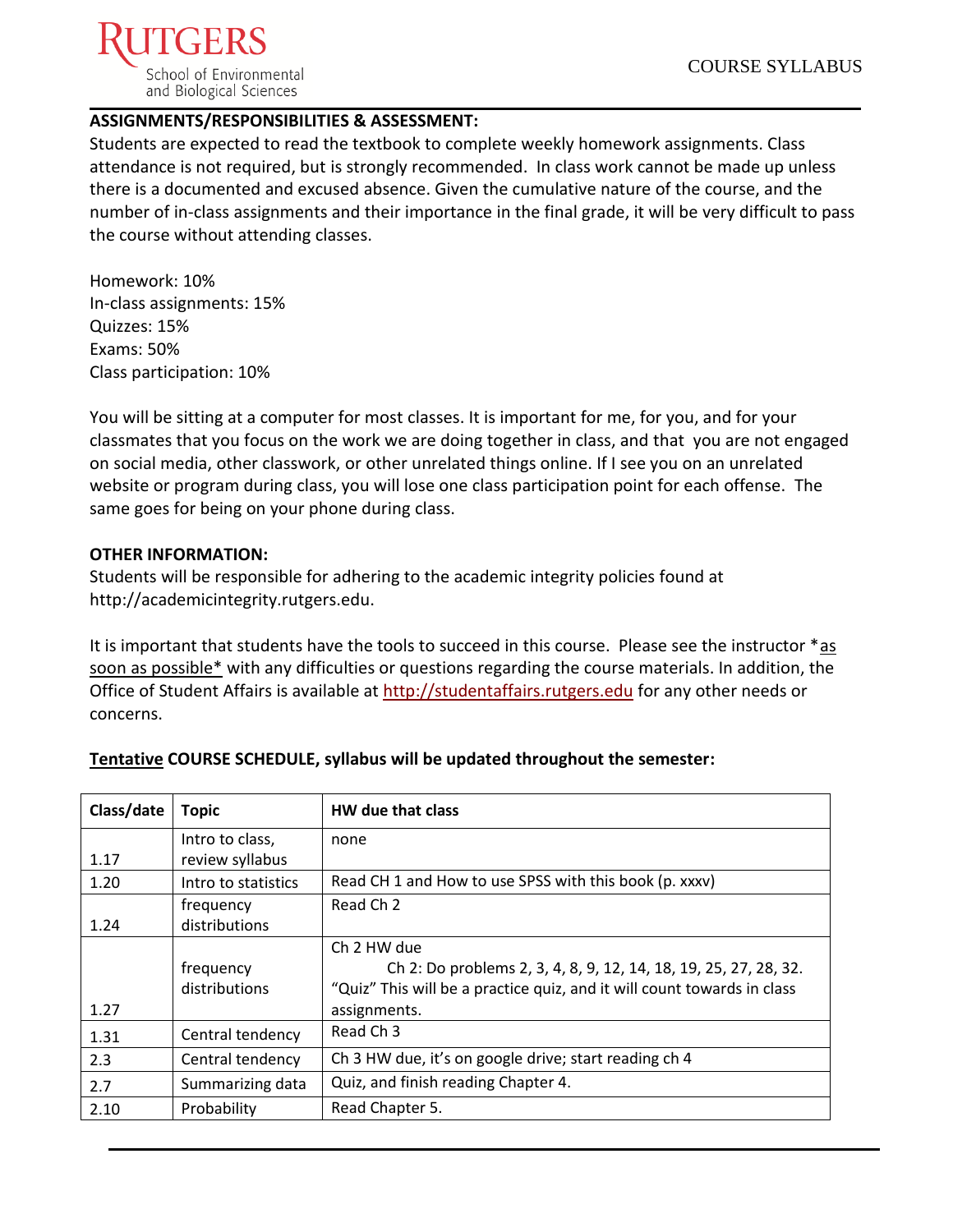**ASSIGNMENTS/RESPONSIBILITIES & ASSESSMENT:**

Students are expected to read the textbook to complete weekly homework assignments. Class attendance is not required, but is strongly recommended. In class work cannot be made up unless there is a documented and excused absence. Given the cumulative nature of the course, and the number of in-class assignments and their importance in the final grade, it will be very difficult to pass the course without attending classes.

Homework: 10%
In-class assignments: 15%
Quizzes: 15%
Exams: 50%
Class participation: 10%

You will be sitting at a computer for most classes. It is important for me, for you, and for your classmates that you focus on the work we are doing together in class, and that you are not engaged on social media, other classwork, or other unrelated things online. If I see you on an unrelated website or program during class, you will lose one class participation point for each offense. The same goes for being on your phone during class.

**OTHER INFORMATION:**

Students will be responsible for adhering to the academic integrity policies found at http://academicintegrity.rutgers.edu.

It is important that students have the tools to succeed in this course. Please see the instructor *as soon as possible* with any difficulties or questions regarding the course materials. In addition, the Office of Student Affairs is available at http://studentaffairs.rutgers.edu for any other needs or concerns.

**Tentative COURSE SCHEDULE, syllabus will be updated throughout the semester:**

| Class/date | Topic | HW due that class |
|---|---|---|
| 1.17 | Intro to class, review syllabus | none |
| 1.20 | Intro to statistics | Read CH 1 and How to use SPSS with this book (p. xxxv) |
| 1.24 | frequency distributions | Read Ch 2 |
| 1.27 | frequency distributions | Ch 2 HW due<br>Ch 2: Do problems 2, 3, 4, 8, 9, 12, 14, 18, 19, 25, 27, 28, 32.<br>"Quiz" This will be a practice quiz, and it will count towards in class assignments. |
| 1.31 | Central tendency | Read Ch 3 |
| 2.3 | Central tendency | Ch 3 HW due, it's on google drive; start reading ch 4 |
| 2.7 | Summarizing data | Quiz, and finish reading Chapter 4. |
| 2.10 | Probability | Read Chapter 5. |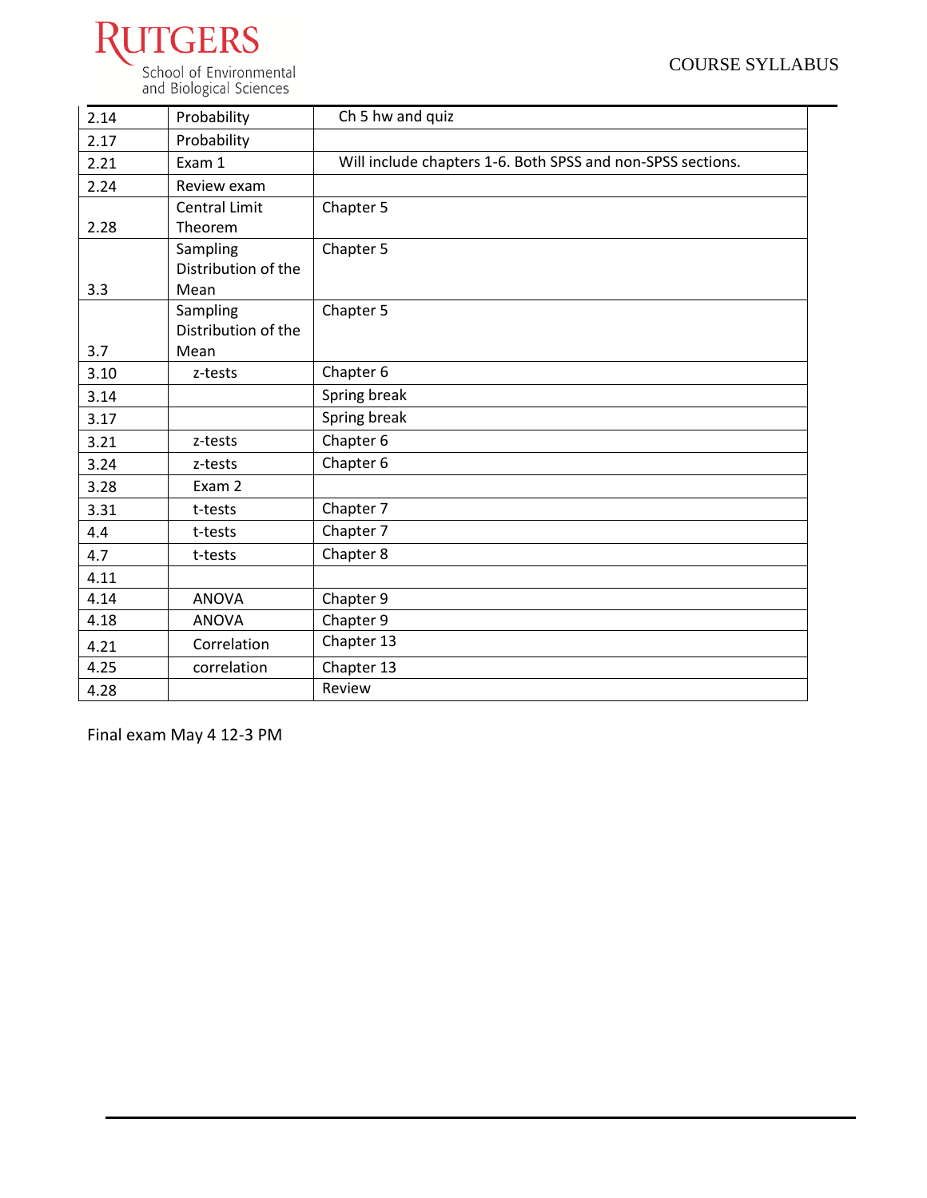| | | |
|---|---|---|
| 2.14 | Probability | Ch 5 hw and quiz |
| 2.17 | Probability | |
| 2.21 | Exam 1 | Will include chapters 1-6. Both SPSS and non-SPSS sections. |
| 2.24 | Review exam | |
| 2.28 | Central Limit Theorem | Chapter 5 |
| 3.3 | Sampling Distribution of the Mean | Chapter 5 |
| 3.7 | Sampling Distribution of the Mean | Chapter 5 |
| 3.10 | z-tests | Chapter 6 |
| 3.14 | | Spring break |
| 3.17 | | Spring break |
| 3.21 | z-tests | Chapter 6 |
| 3.24 | z-tests | Chapter 6 |
| 3.28 | Exam 2 | |
| 3.31 | t-tests | Chapter 7 |
| 4.4 | t-tests | Chapter 7 |
| 4.7 | t-tests | Chapter 8 |
| 4.11 | | |
| 4.14 | ANOVA | Chapter 9 |
| 4.18 | ANOVA | Chapter 9 |
| 4.21 | Correlation | Chapter 13 |
| 4.25 | correlation | Chapter 13 |
| 4.28 | | Review |

Final exam May 4 12-3 PM